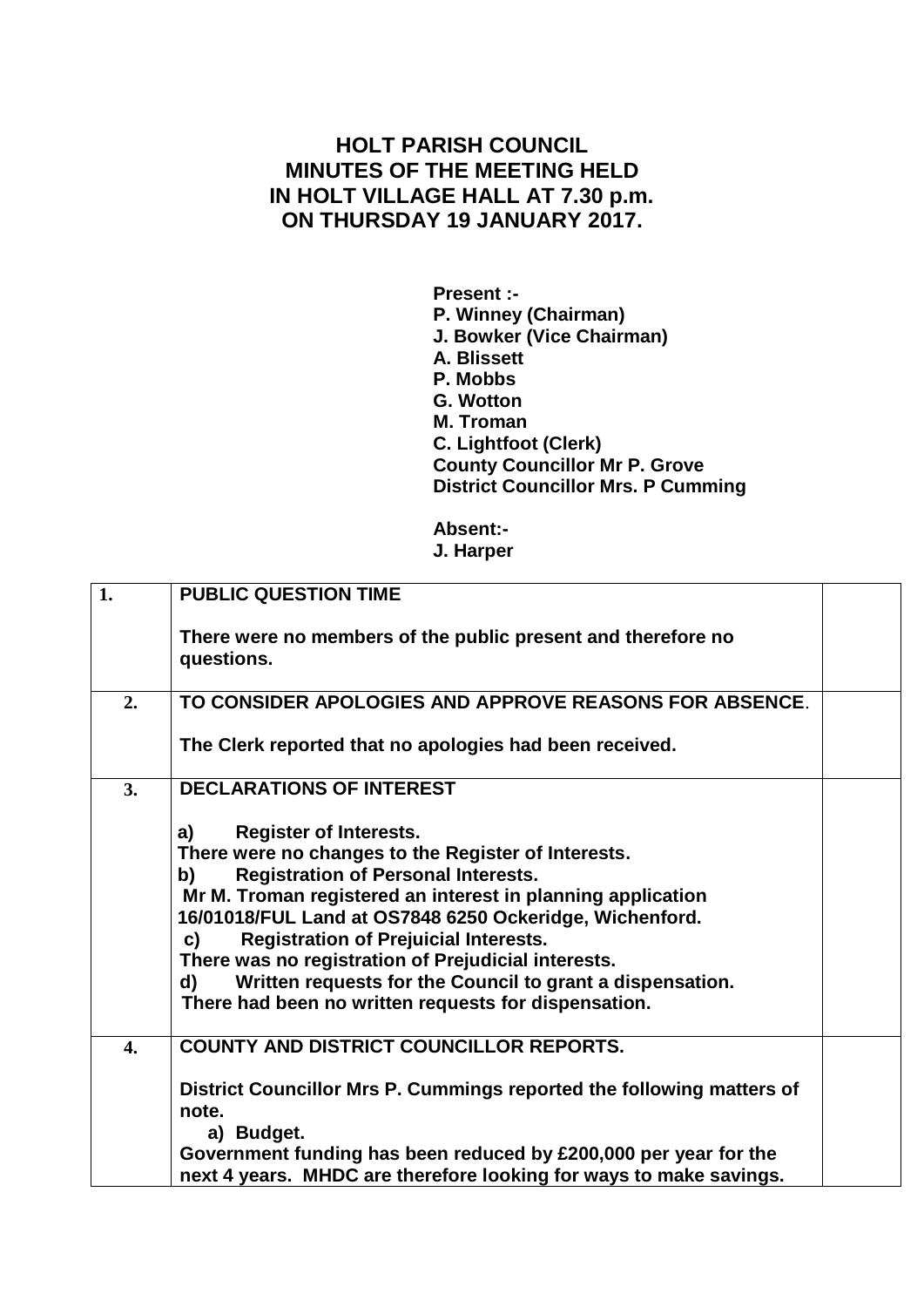# HOLT PARISH COUNCIL
# MINUTES OF THE MEETING HELD
# IN HOLT VILLAGE HALL AT 7.30 p.m.
# ON THURSDAY 19 JANUARY 2017.

**Present :-**
**P. Winney (Chairman)**
**J. Bowker (Vice Chairman)**
**A. Blissett**
**P. Mobbs**
**G. Wotton**
**M. Troman**
**C. Lightfoot (Clerk)**
**County Councillor Mr P. Grove**
**District Councillor Mrs. P Cumming**

**Absent:-**
**J. Harper**

| | | |
|---|---|---|
| **1.** | **PUBLIC QUESTION TIME**<br><br>**There were no members of the public present and therefore no questions.** | |
| **2.** | **TO CONSIDER APOLOGIES AND APPROVE REASONS FOR ABSENCE.**<br><br>**The Clerk reported that no apologies had been received.** | |
| **3.** | **DECLARATIONS OF INTEREST**<br><br>**a) Register of Interests.**<br>**There were no changes to the Register of Interests.**<br>**b) Registration of Personal Interests.**<br>**Mr M. Troman registered an interest in planning application 16/01018/FUL Land at OS7848 6250 Ockeridge, Wichenford.**<br>**c) Registration of Prejuicial Interests.**<br>**There was no registration of Prejudicial interests.**<br>**d) Written requests for the Council to grant a dispensation.**<br>**There had been no written requests for dispensation.** | |
| **4.** | **COUNTY AND DISTRICT COUNCILLOR REPORTS.**<br><br>**District Councillor Mrs P. Cummings reported the following matters of note.**<br>**a) Budget.**<br>**Government funding has been reduced by £200,000 per year for the next 4 years. MHDC are therefore looking for ways to make savings.** | |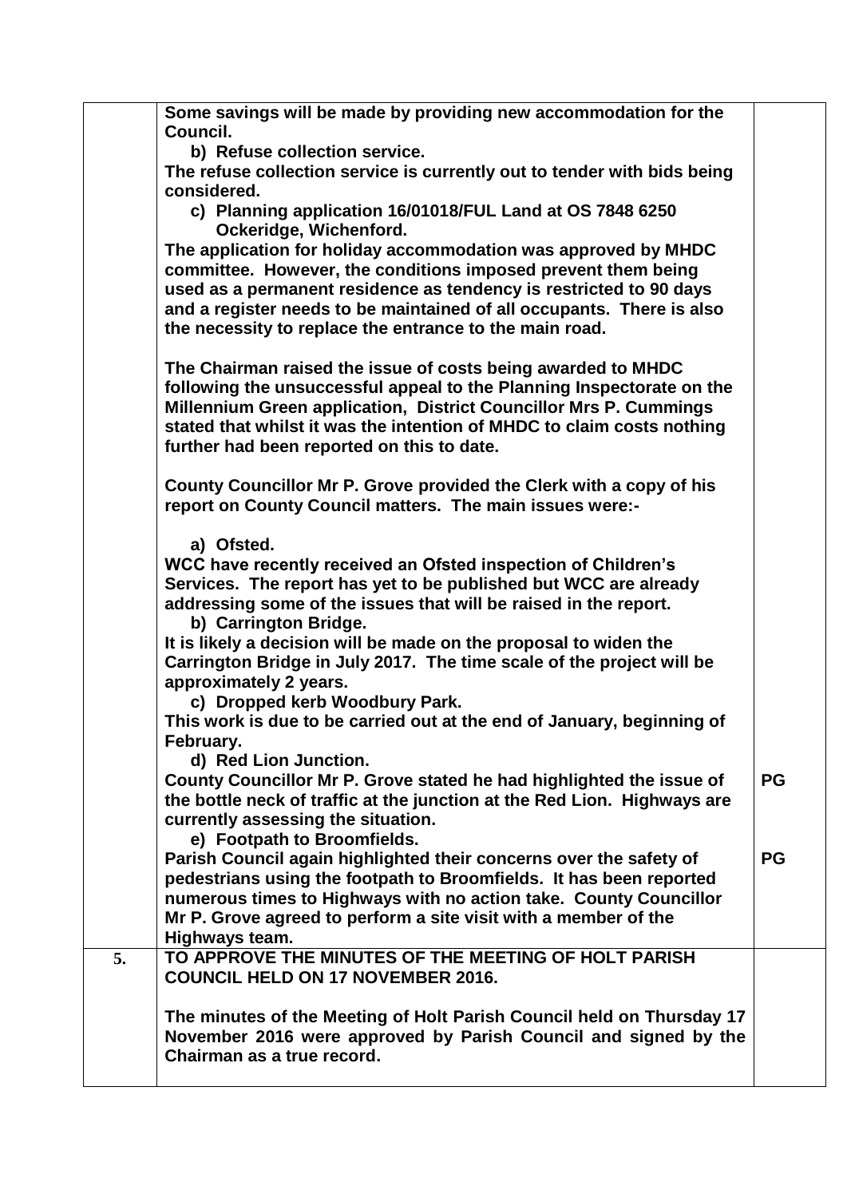| | | |
|---|---|---|
| | **Some savings will be made by providing new accommodation for the Council.**<br><br>**b) Refuse collection service.**<br>**The refuse collection service is currently out to tender with bids being considered.**<br><br>**c) Planning application 16/01018/FUL Land at OS 7848 6250 Ockeridge, Wichenford.**<br>**The application for holiday accommodation was approved by MHDC committee. However, the conditions imposed prevent them being used as a permanent residence as tendency is restricted to 90 days and a register needs to be maintained of all occupants. There is also the necessity to replace the entrance to the main road.**<br><br>**The Chairman raised the issue of costs being awarded to MHDC following the unsuccessful appeal to the Planning Inspectorate on the Millennium Green application, District Councillor Mrs P. Cummings stated that whilst it was the intention of MHDC to claim costs nothing further had been reported on this to date.**<br><br>**County Councillor Mr P. Grove provided the Clerk with a copy of his report on County Council matters. The main issues were:-**<br><br>**a) Ofsted.**<br>**WCC have recently received an Ofsted inspection of Children's Services. The report has yet to be published but WCC are already addressing some of the issues that will be raised in the report.**<br><br>**b) Carrington Bridge.**<br>**It is likely a decision will be made on the proposal to widen the Carrington Bridge in July 2017. The time scale of the project will be approximately 2 years.**<br><br>**c) Dropped kerb Woodbury Park.**<br>**This work is due to be carried out at the end of January, beginning of February.**<br><br>**d) Red Lion Junction.**<br>**County Councillor Mr P. Grove stated he had highlighted the issue of the bottle neck of traffic at the junction at the Red Lion. Highways are currently assessing the situation.**<br><br>**e) Footpath to Broomfields.**<br>**Parish Council again highlighted their concerns over the safety of pedestrians using the footpath to Broomfields. It has been reported numerous times to Highways with no action take. County Councillor Mr P. Grove agreed to perform a site visit with a member of the Highways team.** | **PG**<br><br>**PG** |
| **5.** | **TO APPROVE THE MINUTES OF THE MEETING OF HOLT PARISH COUNCIL HELD ON 17 NOVEMBER 2016.**<br><br>**The minutes of the Meeting of Holt Parish Council held on Thursday 17 November 2016 were approved by Parish Council and signed by the Chairman as a true record.** | |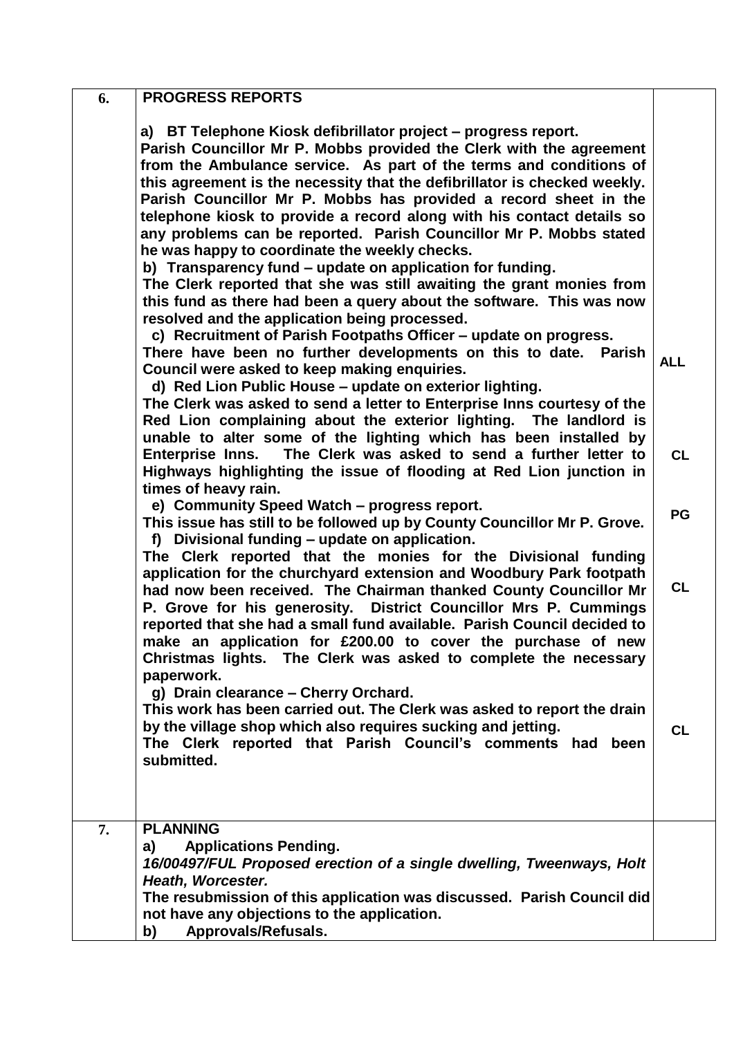| | | |
|---|---|---|
| **6.** | **PROGRESS REPORTS**<br><br>**a) BT Telephone Kiosk defibrillator project – progress report.**<br>**Parish Councillor Mr P. Mobbs provided the Clerk with the agreement from the Ambulance service. As part of the terms and conditions of this agreement is the necessity that the defibrillator is checked weekly. Parish Councillor Mr P. Mobbs has provided a record sheet in the telephone kiosk to provide a record along with his contact details so any problems can be reported. Parish Councillor Mr P. Mobbs stated he was happy to coordinate the weekly checks.**<br>**b) Transparency fund – update on application for funding.**<br>**The Clerk reported that she was still awaiting the grant monies from this fund as there had been a query about the software. This was now resolved and the application being processed.**<br>**c) Recruitment of Parish Footpaths Officer – update on progress.**<br>**There have been no further developments on this to date. Parish Council were asked to keep making enquiries.**<br>**d) Red Lion Public House – update on exterior lighting.**<br>**The Clerk was asked to send a letter to Enterprise Inns courtesy of the Red Lion complaining about the exterior lighting. The landlord is unable to alter some of the lighting which has been installed by Enterprise Inns. The Clerk was asked to send a further letter to Highways highlighting the issue of flooding at Red Lion junction in times of heavy rain.**<br>**e) Community Speed Watch – progress report.**<br>**This issue has still to be followed up by County Councillor Mr P. Grove.**<br>**f) Divisional funding – update on application.**<br>**The Clerk reported that the monies for the Divisional funding application for the churchyard extension and Woodbury Park footpath had now been received. The Chairman thanked County Councillor Mr P. Grove for his generosity. District Councillor Mrs P. Cummings reported that she had a small fund available. Parish Council decided to make an application for £200.00 to cover the purchase of new Christmas lights. The Clerk was asked to complete the necessary paperwork.**<br>**g) Drain clearance – Cherry Orchard.**<br>**This work has been carried out. The Clerk was asked to report the drain by the village shop which also requires sucking and jetting.**<br>**The Clerk reported that Parish Council's comments had been submitted.** | **ALL**<br><br>**CL**<br><br>**PG**<br><br>**CL**<br><br>**CL** |
| **7.** | **PLANNING**<br>**a) Applications Pending.**<br>***16/00497/FUL Proposed erection of a single dwelling, Tweenways, Holt Heath, Worcester.***<br>**The resubmission of this application was discussed. Parish Council did not have any objections to the application.**<br>**b) Approvals/Refusals.** | |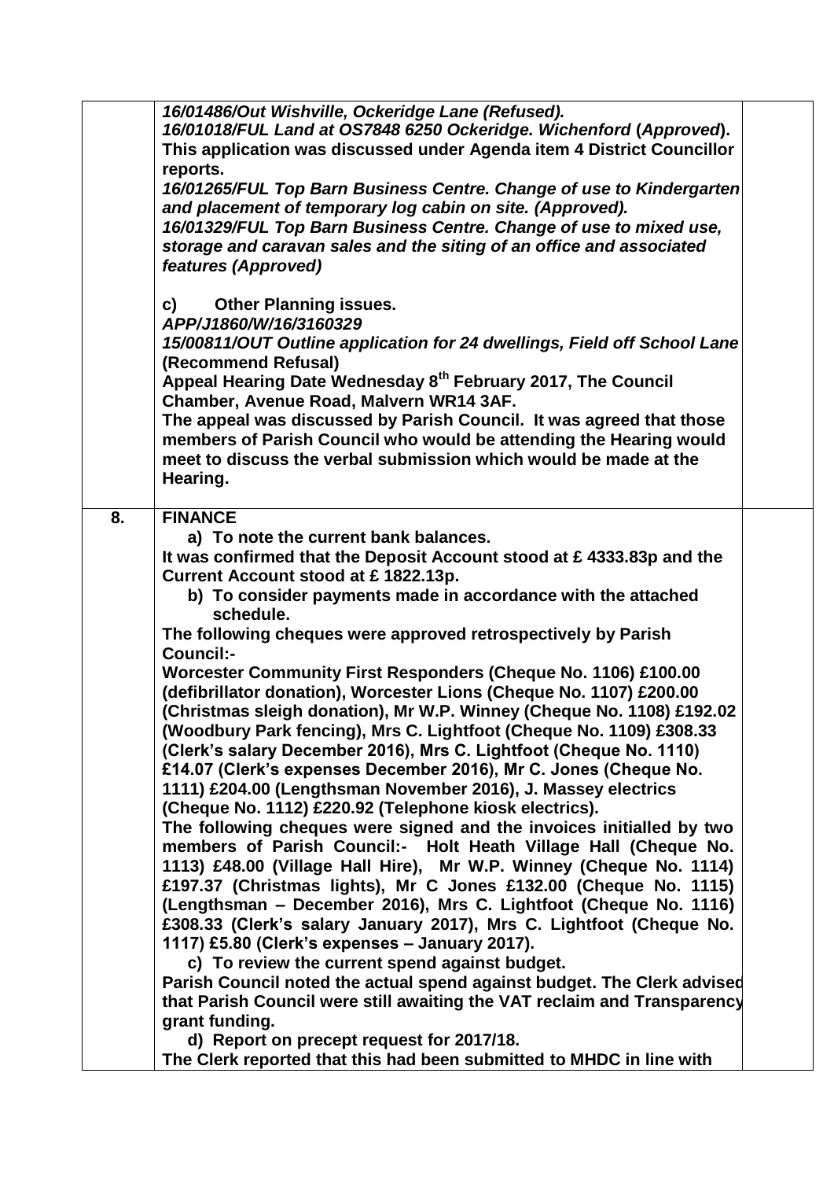| | | |
|---|---|---|
| | ***16/01486/Out Wishville, Ockeridge Lane (Refused).***<br>***16/01018/FUL Land at OS7848 6250 Ockeridge. Wichenford* (*Approved*).**<br>**This application was discussed under Agenda item 4 District Councillor reports.**<br>***16/01265/FUL Top Barn Business Centre. Change of use to Kindergarten and placement of temporary log cabin on site. (Approved).***<br>***16/01329/FUL Top Barn Business Centre. Change of use to mixed use, storage and caravan sales and the siting of an office and associated features (Approved)***<br><br>**c) Other Planning issues.**<br>***APP/J1860/W/16/3160329***<br>***15/00811/OUT Outline application for 24 dwellings, Field off School Lane* (Recommend Refusal)**<br>**Appeal Hearing Date Wednesday 8th February 2017, The Council Chamber, Avenue Road, Malvern WR14 3AF.**<br>**The appeal was discussed by Parish Council. It was agreed that those members of Parish Council who would be attending the Hearing would meet to discuss the verbal submission which would be made at the Hearing.** | |
| **8.** | **FINANCE**<br>**a) To note the current bank balances.**<br>**It was confirmed that the Deposit Account stood at £ 4333.83p and the Current Account stood at £ 1822.13p.**<br>**b) To consider payments made in accordance with the attached schedule.**<br>**The following cheques were approved retrospectively by Parish Council:-**<br>**Worcester Community First Responders (Cheque No. 1106) £100.00 (defibrillator donation), Worcester Lions (Cheque No. 1107) £200.00 (Christmas sleigh donation), Mr W.P. Winney (Cheque No. 1108) £192.02 (Woodbury Park fencing), Mrs C. Lightfoot (Cheque No. 1109) £308.33 (Clerk's salary December 2016), Mrs C. Lightfoot (Cheque No. 1110) £14.07 (Clerk's expenses December 2016), Mr C. Jones (Cheque No. 1111) £204.00 (Lengthsman November 2016), J. Massey electrics (Cheque No. 1112) £220.92 (Telephone kiosk electrics).**<br>**The following cheques were signed and the invoices initialled by two members of Parish Council:- Holt Heath Village Hall (Cheque No. 1113) £48.00 (Village Hall Hire), Mr W.P. Winney (Cheque No. 1114) £197.37 (Christmas lights), Mr C Jones £132.00 (Cheque No. 1115) (Lengthsman – December 2016), Mrs C. Lightfoot (Cheque No. 1116) £308.33 (Clerk's salary January 2017), Mrs C. Lightfoot (Cheque No. 1117) £5.80 (Clerk's expenses – January 2017).**<br>**c) To review the current spend against budget.**<br>**Parish Council noted the actual spend against budget. The Clerk advised that Parish Council were still awaiting the VAT reclaim and Transparency grant funding.**<br>**d) Report on precept request for 2017/18.**<br>**The Clerk reported that this had been submitted to MHDC in line with** | |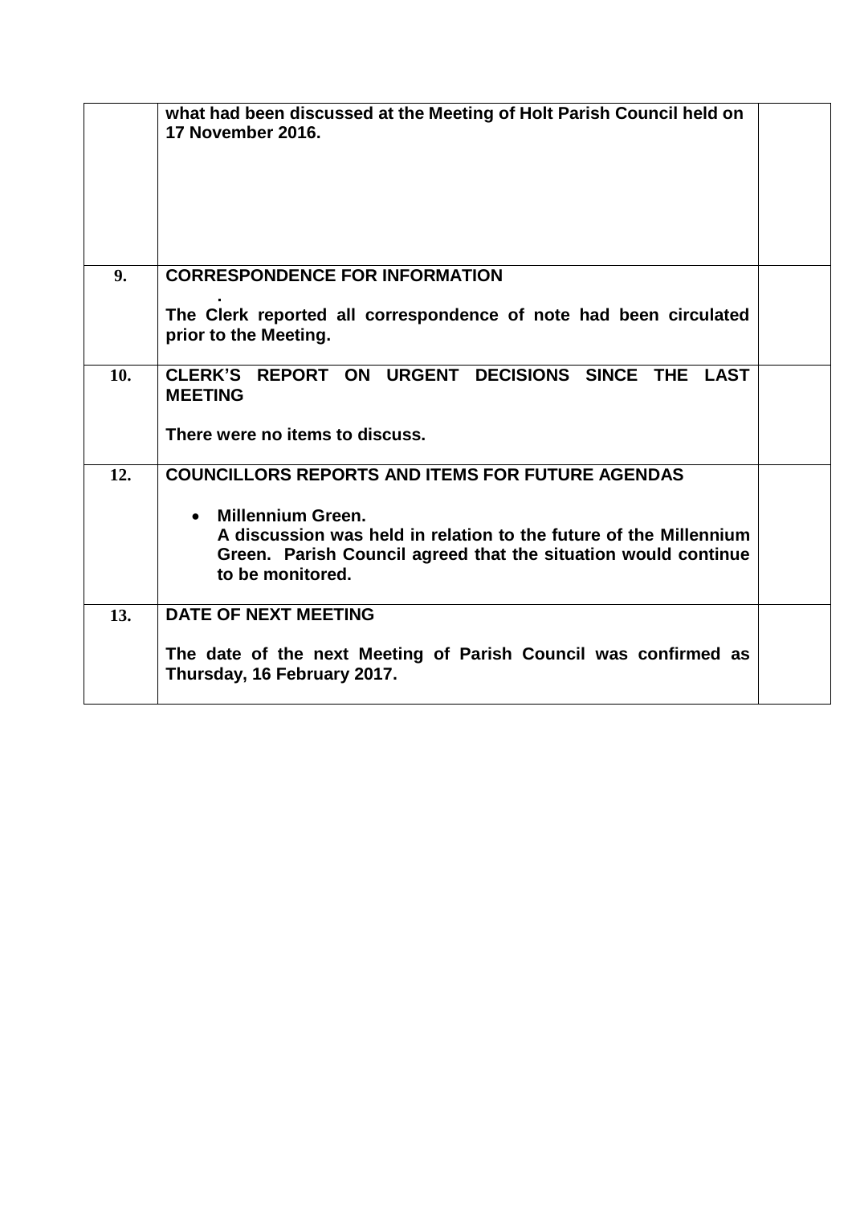| | | |
|---|---|---|
| | **what had been discussed at the Meeting of Holt Parish Council held on 17 November 2016.** | |
| **9.** | **CORRESPONDENCE FOR INFORMATION**<br><br>**.**<br>**The Clerk reported all correspondence of note had been circulated prior to the Meeting.** | |
| **10.** | **CLERK'S REPORT ON URGENT DECISIONS SINCE THE LAST MEETING**<br><br>**There were no items to discuss.** | |
| **12.** | **COUNCILLORS REPORTS AND ITEMS FOR FUTURE AGENDAS**<br><br>• **Millennium Green.**<br>**A discussion was held in relation to the future of the Millennium Green. Parish Council agreed that the situation would continue to be monitored.** | |
| **13.** | **DATE OF NEXT MEETING**<br><br>**The date of the next Meeting of Parish Council was confirmed as Thursday, 16 February 2017.** | |